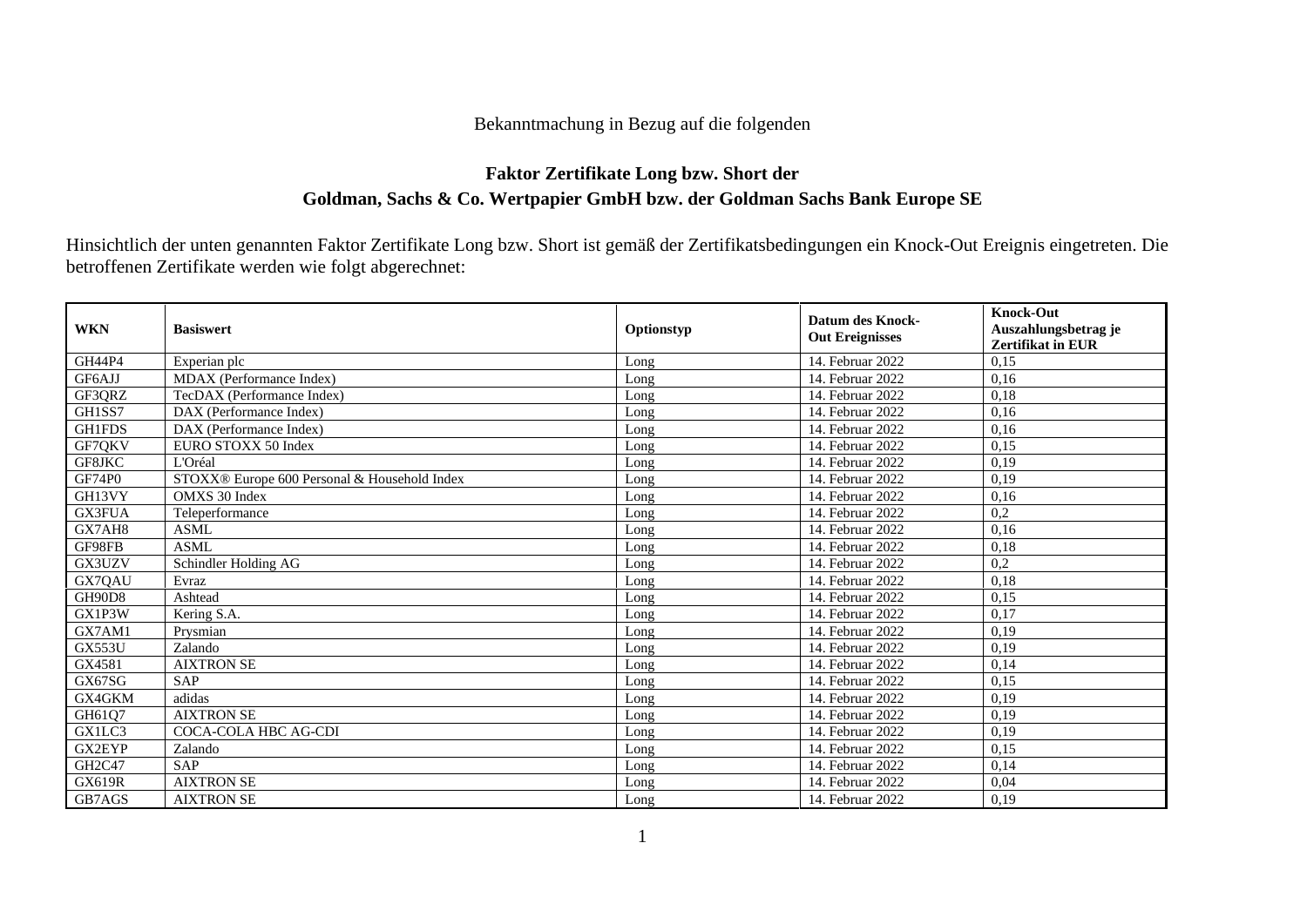Bekanntmachung in Bezug auf die folgenden

## Faktor Zertifikate Long bzw. Short der

## Goldman, Sachs & Co. Wertpapier GmbH bzw. der Goldman Sachs Bank Europe SE

Hinsichtlich der unten genannten Faktor Zertifikate Long bzw. Short ist gemäß der Zertifikatsbedingungen ein Knock-Out Ereignis eingetreten. Die betroffenen Zertifikate werden wie folgt abgerechnet:

| WKN | Basiswert | Optionstyp | Datum des Knock-Out Ereignisses | Knock-Out Auszahlungsbetrag je Zertifikat in EUR |
|---|---|---|---|---|
| GH44P4 | Experian plc | Long | 14. Februar 2022 | 0,15 |
| GF6AJJ | MDAX (Performance Index) | Long | 14. Februar 2022 | 0,16 |
| GF3QRZ | TecDAX (Performance Index) | Long | 14. Februar 2022 | 0,18 |
| GH1SS7 | DAX (Performance Index) | Long | 14. Februar 2022 | 0,16 |
| GH1FDS | DAX (Performance Index) | Long | 14. Februar 2022 | 0,16 |
| GF7QKV | EURO STOXX 50 Index | Long | 14. Februar 2022 | 0,15 |
| GF8JKC | L'Oréal | Long | 14. Februar 2022 | 0,19 |
| GF74P0 | STOXX® Europe 600 Personal & Household Index | Long | 14. Februar 2022 | 0,19 |
| GH13VY | OMXS 30 Index | Long | 14. Februar 2022 | 0,16 |
| GX3FUA | Teleperformance | Long | 14. Februar 2022 | 0,2 |
| GX7AH8 | ASML | Long | 14. Februar 2022 | 0,16 |
| GF98FB | ASML | Long | 14. Februar 2022 | 0,18 |
| GX3UZV | Schindler Holding AG | Long | 14. Februar 2022 | 0,2 |
| GX7QAU | Evraz | Long | 14. Februar 2022 | 0,18 |
| GH90D8 | Ashtead | Long | 14. Februar 2022 | 0,15 |
| GX1P3W | Kering S.A. | Long | 14. Februar 2022 | 0,17 |
| GX7AM1 | Prysmian | Long | 14. Februar 2022 | 0,19 |
| GX553U | Zalando | Long | 14. Februar 2022 | 0,19 |
| GX4581 | AIXTRON SE | Long | 14. Februar 2022 | 0,14 |
| GX67SG | SAP | Long | 14. Februar 2022 | 0,15 |
| GX4GKM | adidas | Long | 14. Februar 2022 | 0,19 |
| GH61Q7 | AIXTRON SE | Long | 14. Februar 2022 | 0,19 |
| GX1LC3 | COCA-COLA HBC AG-CDI | Long | 14. Februar 2022 | 0,19 |
| GX2EYP | Zalando | Long | 14. Februar 2022 | 0,15 |
| GH2C47 | SAP | Long | 14. Februar 2022 | 0,14 |
| GX619R | AIXTRON SE | Long | 14. Februar 2022 | 0,04 |
| GB7AGS | AIXTRON SE | Long | 14. Februar 2022 | 0,19 |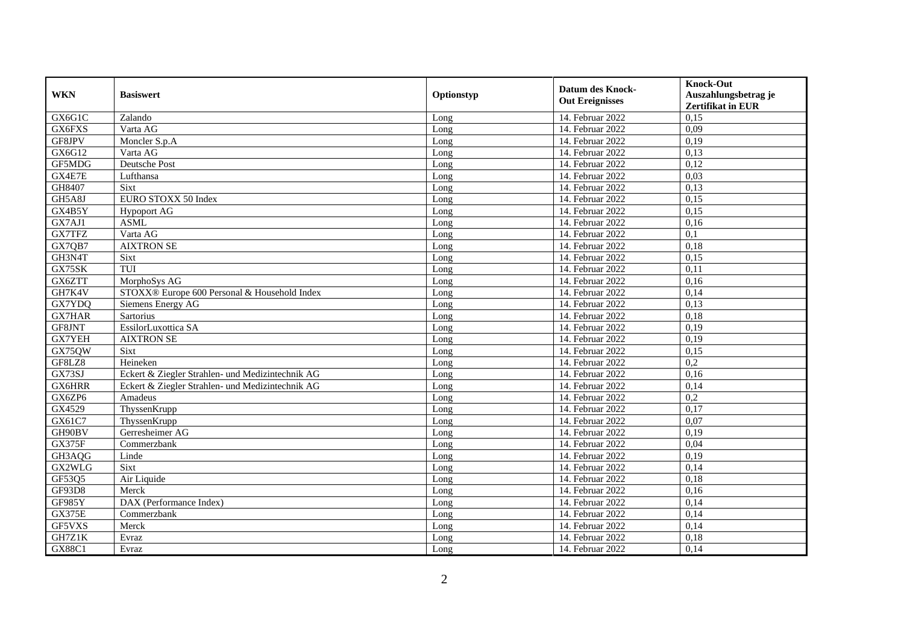| WKN | Basiswert | Optionstyp | Datum des Knock-Out Ereignisses | Knock-Out Auszahlungsbetrag je Zertifikat in EUR |
|---|---|---|---|---|
| GX6G1C | Zalando | Long | 14. Februar 2022 | 0,15 |
| GX6FXS | Varta AG | Long | 14. Februar 2022 | 0,09 |
| GF8JPV | Moncler S.p.A | Long | 14. Februar 2022 | 0,19 |
| GX6G12 | Varta AG | Long | 14. Februar 2022 | 0,13 |
| GF5MDG | Deutsche Post | Long | 14. Februar 2022 | 0,12 |
| GX4E7E | Lufthansa | Long | 14. Februar 2022 | 0,03 |
| GH8407 | Sixt | Long | 14. Februar 2022 | 0,13 |
| GH5A8J | EURO STOXX 50 Index | Long | 14. Februar 2022 | 0,15 |
| GX4B5Y | Hypoport AG | Long | 14. Februar 2022 | 0,15 |
| GX7AJ1 | ASML | Long | 14. Februar 2022 | 0,16 |
| GX7TFZ | Varta AG | Long | 14. Februar 2022 | 0,1 |
| GX7QB7 | AIXTRON SE | Long | 14. Februar 2022 | 0,18 |
| GH3N4T | Sixt | Long | 14. Februar 2022 | 0,15 |
| GX75SK | TUI | Long | 14. Februar 2022 | 0,11 |
| GX6ZTT | MorphoSys AG | Long | 14. Februar 2022 | 0,16 |
| GH7K4V | STOXX® Europe 600 Personal & Household Index | Long | 14. Februar 2022 | 0,14 |
| GX7YDQ | Siemens Energy AG | Long | 14. Februar 2022 | 0,13 |
| GX7HAR | Sartorius | Long | 14. Februar 2022 | 0,18 |
| GF8JNT | EssilorLuxottica SA | Long | 14. Februar 2022 | 0,19 |
| GX7YEH | AIXTRON SE | Long | 14. Februar 2022 | 0,19 |
| GX75QW | Sixt | Long | 14. Februar 2022 | 0,15 |
| GF8LZ8 | Heineken | Long | 14. Februar 2022 | 0,2 |
| GX73SJ | Eckert & Ziegler Strahlen- und Medizintechnik AG | Long | 14. Februar 2022 | 0,16 |
| GX6HRR | Eckert & Ziegler Strahlen- und Medizintechnik AG | Long | 14. Februar 2022 | 0,14 |
| GX6ZP6 | Amadeus | Long | 14. Februar 2022 | 0,2 |
| GX4529 | ThyssenKrupp | Long | 14. Februar 2022 | 0,17 |
| GX61C7 | ThyssenKrupp | Long | 14. Februar 2022 | 0,07 |
| GH90BV | Gerresheimer AG | Long | 14. Februar 2022 | 0,19 |
| GX375F | Commerzbank | Long | 14. Februar 2022 | 0,04 |
| GH3AQG | Linde | Long | 14. Februar 2022 | 0,19 |
| GX2WLG | Sixt | Long | 14. Februar 2022 | 0,14 |
| GF53Q5 | Air Liquide | Long | 14. Februar 2022 | 0,18 |
| GF93D8 | Merck | Long | 14. Februar 2022 | 0,16 |
| GF985Y | DAX (Performance Index) | Long | 14. Februar 2022 | 0,14 |
| GX375E | Commerzbank | Long | 14. Februar 2022 | 0,14 |
| GF5VXS | Merck | Long | 14. Februar 2022 | 0,14 |
| GH7Z1K | Evraz | Long | 14. Februar 2022 | 0,18 |
| GX88C1 | Evraz | Long | 14. Februar 2022 | 0,14 |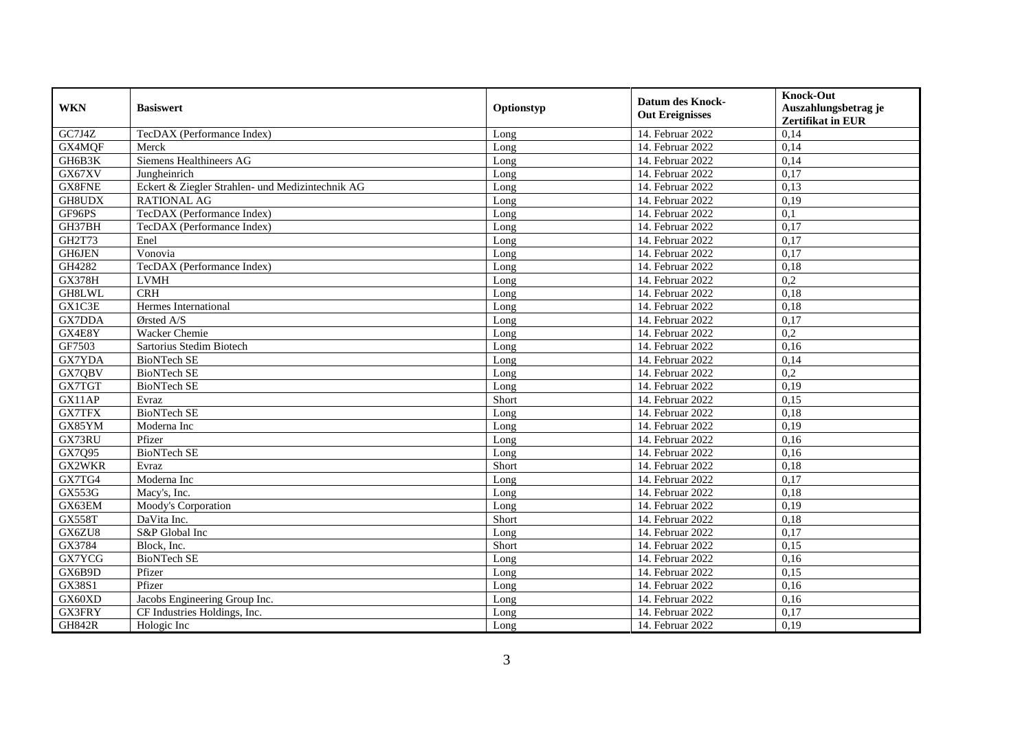| WKN | Basiswert | Optionstyp | Datum des Knock-Out Ereignisses | Knock-Out Auszahlungsbetrag je Zertifikat in EUR |
|---|---|---|---|---|
| GC7J4Z | TecDAX (Performance Index) | Long | 14. Februar 2022 | 0,14 |
| GX4MQF | Merck | Long | 14. Februar 2022 | 0,14 |
| GH6B3K | Siemens Healthineers AG | Long | 14. Februar 2022 | 0,14 |
| GX67XV | Jungheinrich | Long | 14. Februar 2022 | 0,17 |
| GX8FNE | Eckert & Ziegler Strahlen- und Medizintechnik AG | Long | 14. Februar 2022 | 0,13 |
| GH8UDX | RATIONAL AG | Long | 14. Februar 2022 | 0,19 |
| GF96PS | TecDAX (Performance Index) | Long | 14. Februar 2022 | 0,1 |
| GH37BH | TecDAX (Performance Index) | Long | 14. Februar 2022 | 0,17 |
| GH2T73 | Enel | Long | 14. Februar 2022 | 0,17 |
| GH6JEN | Vonovia | Long | 14. Februar 2022 | 0,17 |
| GH4282 | TecDAX (Performance Index) | Long | 14. Februar 2022 | 0,18 |
| GX378H | LVMH | Long | 14. Februar 2022 | 0,2 |
| GH8LWL | CRH | Long | 14. Februar 2022 | 0,18 |
| GX1C3E | Hermes International | Long | 14. Februar 2022 | 0,18 |
| GX7DDA | Ørsted A/S | Long | 14. Februar 2022 | 0,17 |
| GX4E8Y | Wacker Chemie | Long | 14. Februar 2022 | 0,2 |
| GF7503 | Sartorius Stedim Biotech | Long | 14. Februar 2022 | 0,16 |
| GX7YDA | BioNTech SE | Long | 14. Februar 2022 | 0,14 |
| GX7QBV | BioNTech SE | Long | 14. Februar 2022 | 0,2 |
| GX7TGT | BioNTech SE | Long | 14. Februar 2022 | 0,19 |
| GX11AP | Evraz | Short | 14. Februar 2022 | 0,15 |
| GX7TFX | BioNTech SE | Long | 14. Februar 2022 | 0,18 |
| GX85YM | Moderna Inc | Long | 14. Februar 2022 | 0,19 |
| GX73RU | Pfizer | Long | 14. Februar 2022 | 0,16 |
| GX7Q95 | BioNTech SE | Long | 14. Februar 2022 | 0,16 |
| GX2WKR | Evraz | Short | 14. Februar 2022 | 0,18 |
| GX7TG4 | Moderna Inc | Long | 14. Februar 2022 | 0,17 |
| GX553G | Macy's, Inc. | Long | 14. Februar 2022 | 0,18 |
| GX63EM | Moody's Corporation | Long | 14. Februar 2022 | 0,19 |
| GX558T | DaVita Inc. | Short | 14. Februar 2022 | 0,18 |
| GX6ZU8 | S&P Global Inc | Long | 14. Februar 2022 | 0,17 |
| GX3784 | Block, Inc. | Short | 14. Februar 2022 | 0,15 |
| GX7YCG | BioNTech SE | Long | 14. Februar 2022 | 0,16 |
| GX6B9D | Pfizer | Long | 14. Februar 2022 | 0,15 |
| GX38S1 | Pfizer | Long | 14. Februar 2022 | 0,16 |
| GX60XD | Jacobs Engineering Group Inc. | Long | 14. Februar 2022 | 0,16 |
| GX3FRY | CF Industries Holdings, Inc. | Long | 14. Februar 2022 | 0,17 |
| GH842R | Hologic Inc | Long | 14. Februar 2022 | 0,19 |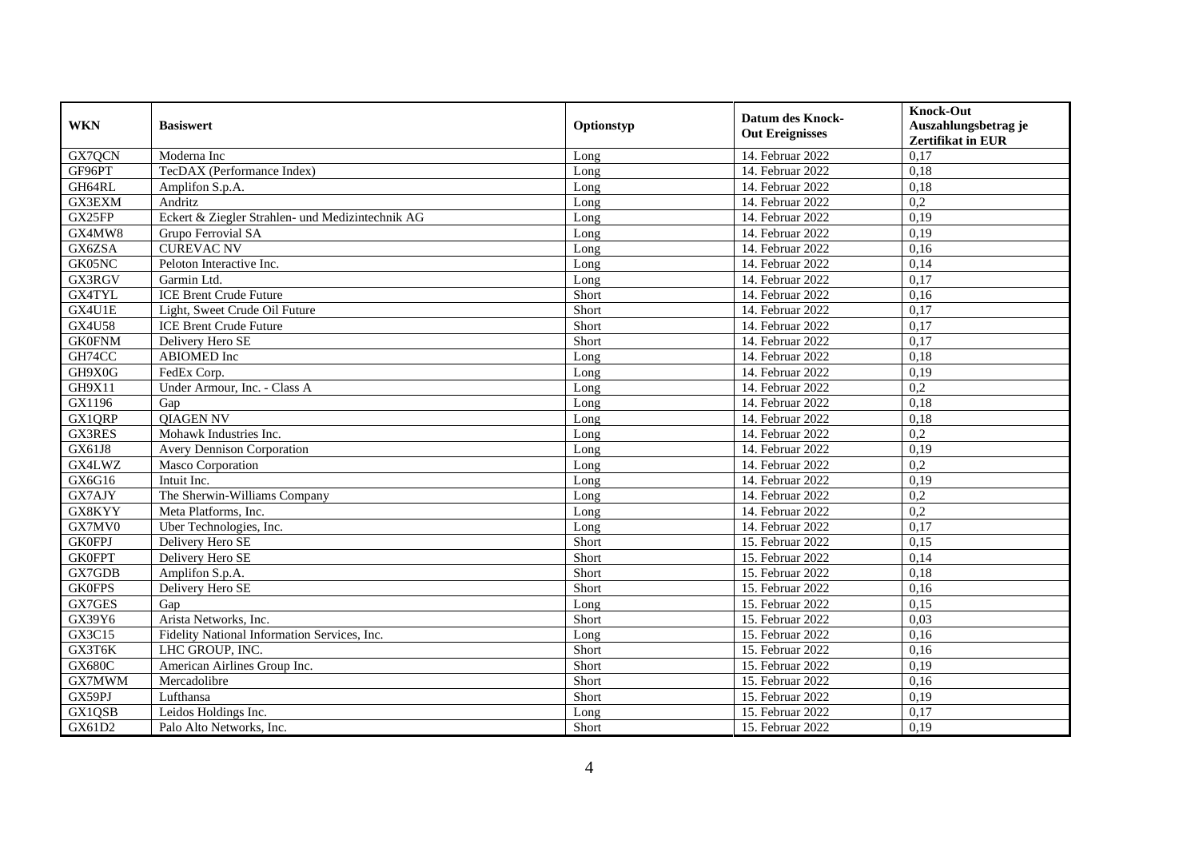| WKN | Basiswert | Optionstyp | Datum des Knock-Out Ereignisses | Knock-Out Auszahlungsbetrag je Zertifikat in EUR |
|---|---|---|---|---|
| GX7QCN | Moderna Inc | Long | 14. Februar 2022 | 0,17 |
| GF96PT | TecDAX (Performance Index) | Long | 14. Februar 2022 | 0,18 |
| GH64RL | Amplifon S.p.A. | Long | 14. Februar 2022 | 0,18 |
| GX3EXM | Andritz | Long | 14. Februar 2022 | 0,2 |
| GX25FP | Eckert & Ziegler Strahlen- und Medizintechnik AG | Long | 14. Februar 2022 | 0,19 |
| GX4MW8 | Grupo Ferrovial SA | Long | 14. Februar 2022 | 0,19 |
| GX6ZSA | CUREVAC NV | Long | 14. Februar 2022 | 0,16 |
| GK05NC | Peloton Interactive Inc. | Long | 14. Februar 2022 | 0,14 |
| GX3RGV | Garmin Ltd. | Long | 14. Februar 2022 | 0,17 |
| GX4TYL | ICE Brent Crude Future | Short | 14. Februar 2022 | 0,16 |
| GX4U1E | Light, Sweet Crude Oil Future | Short | 14. Februar 2022 | 0,17 |
| GX4U58 | ICE Brent Crude Future | Short | 14. Februar 2022 | 0,17 |
| GK0FNM | Delivery Hero SE | Short | 14. Februar 2022 | 0,17 |
| GH74CC | ABIOMED Inc | Long | 14. Februar 2022 | 0,18 |
| GH9X0G | FedEx Corp. | Long | 14. Februar 2022 | 0,19 |
| GH9X11 | Under Armour, Inc. - Class A | Long | 14. Februar 2022 | 0,2 |
| GX1196 | Gap | Long | 14. Februar 2022 | 0,18 |
| GX1QRP | QIAGEN NV | Long | 14. Februar 2022 | 0,18 |
| GX3RES | Mohawk Industries Inc. | Long | 14. Februar 2022 | 0,2 |
| GX61J8 | Avery Dennison Corporation | Long | 14. Februar 2022 | 0,19 |
| GX4LWZ | Masco Corporation | Long | 14. Februar 2022 | 0,2 |
| GX6G16 | Intuit Inc. | Long | 14. Februar 2022 | 0,19 |
| GX7AJY | The Sherwin-Williams Company | Long | 14. Februar 2022 | 0,2 |
| GX8KYY | Meta Platforms, Inc. | Long | 14. Februar 2022 | 0,2 |
| GX7MV0 | Uber Technologies, Inc. | Long | 14. Februar 2022 | 0,17 |
| GK0FPJ | Delivery Hero SE | Short | 15. Februar 2022 | 0,15 |
| GK0FPT | Delivery Hero SE | Short | 15. Februar 2022 | 0,14 |
| GX7GDB | Amplifon S.p.A. | Short | 15. Februar 2022 | 0,18 |
| GK0FPS | Delivery Hero SE | Short | 15. Februar 2022 | 0,16 |
| GX7GES | Gap | Long | 15. Februar 2022 | 0,15 |
| GX39Y6 | Arista Networks, Inc. | Short | 15. Februar 2022 | 0,03 |
| GX3C15 | Fidelity National Information Services, Inc. | Long | 15. Februar 2022 | 0,16 |
| GX3T6K | LHC GROUP, INC. | Short | 15. Februar 2022 | 0,16 |
| GX680C | American Airlines Group Inc. | Short | 15. Februar 2022 | 0,19 |
| GX7MWM | Mercadolibre | Short | 15. Februar 2022 | 0,16 |
| GX59PJ | Lufthansa | Short | 15. Februar 2022 | 0,19 |
| GX1QSB | Leidos Holdings Inc. | Long | 15. Februar 2022 | 0,17 |
| GX61D2 | Palo Alto Networks, Inc. | Short | 15. Februar 2022 | 0,19 |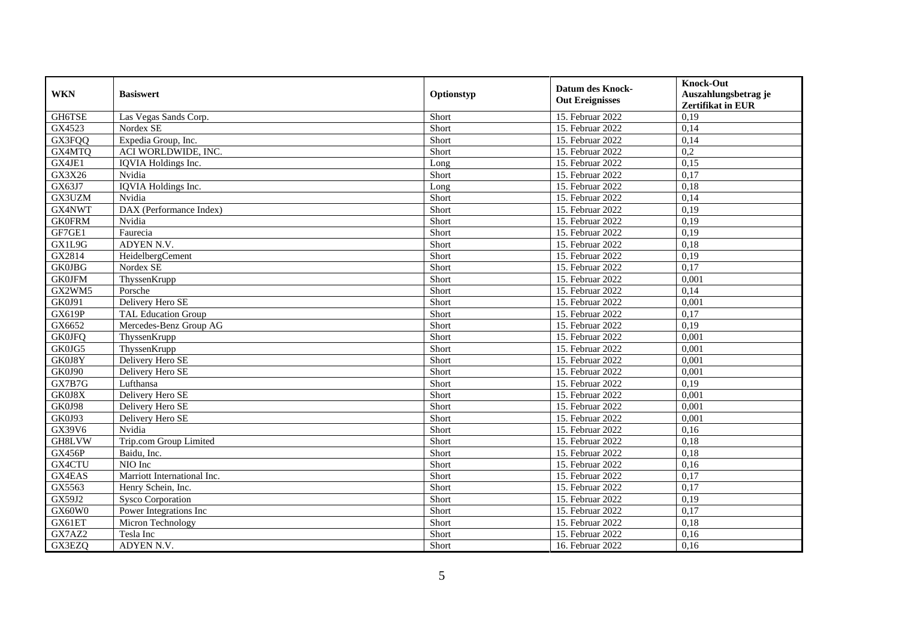| WKN | Basiswert | Optionstyp | Datum des Knock-Out Ereignisses | Knock-Out Auszahlungsbetrag je Zertifikat in EUR |
|---|---|---|---|---|
| GH6TSE | Las Vegas Sands Corp. | Short | 15. Februar 2022 | 0,19 |
| GX4523 | Nordex SE | Short | 15. Februar 2022 | 0,14 |
| GX3FQQ | Expedia Group, Inc. | Short | 15. Februar 2022 | 0,14 |
| GX4MTQ | ACI WORLDWIDE, INC. | Short | 15. Februar 2022 | 0,2 |
| GX4JE1 | IQVIA Holdings Inc. | Long | 15. Februar 2022 | 0,15 |
| GX3X26 | Nvidia | Short | 15. Februar 2022 | 0,17 |
| GX63J7 | IQVIA Holdings Inc. | Long | 15. Februar 2022 | 0,18 |
| GX3UZM | Nvidia | Short | 15. Februar 2022 | 0,14 |
| GX4NWT | DAX (Performance Index) | Short | 15. Februar 2022 | 0,19 |
| GK0FRM | Nvidia | Short | 15. Februar 2022 | 0,19 |
| GF7GE1 | Faurecia | Short | 15. Februar 2022 | 0,19 |
| GX1L9G | ADYEN N.V. | Short | 15. Februar 2022 | 0,18 |
| GX2814 | HeidelbergCement | Short | 15. Februar 2022 | 0,19 |
| GK0JBG | Nordex SE | Short | 15. Februar 2022 | 0,17 |
| GK0JFM | ThyssenKrupp | Short | 15. Februar 2022 | 0,001 |
| GX2WM5 | Porsche | Short | 15. Februar 2022 | 0,14 |
| GK0J91 | Delivery Hero SE | Short | 15. Februar 2022 | 0,001 |
| GX619P | TAL Education Group | Short | 15. Februar 2022 | 0,17 |
| GX6652 | Mercedes-Benz Group AG | Short | 15. Februar 2022 | 0,19 |
| GK0JFQ | ThyssenKrupp | Short | 15. Februar 2022 | 0,001 |
| GK0JG5 | ThyssenKrupp | Short | 15. Februar 2022 | 0,001 |
| GK0J8Y | Delivery Hero SE | Short | 15. Februar 2022 | 0,001 |
| GK0J90 | Delivery Hero SE | Short | 15. Februar 2022 | 0,001 |
| GX7B7G | Lufthansa | Short | 15. Februar 2022 | 0,19 |
| GK0J8X | Delivery Hero SE | Short | 15. Februar 2022 | 0,001 |
| GK0J98 | Delivery Hero SE | Short | 15. Februar 2022 | 0,001 |
| GK0J93 | Delivery Hero SE | Short | 15. Februar 2022 | 0,001 |
| GX39V6 | Nvidia | Short | 15. Februar 2022 | 0,16 |
| GH8LVW | Trip.com Group Limited | Short | 15. Februar 2022 | 0,18 |
| GX456P | Baidu, Inc. | Short | 15. Februar 2022 | 0,18 |
| GX4CTU | NIO Inc | Short | 15. Februar 2022 | 0,16 |
| GX4EAS | Marriott International Inc. | Short | 15. Februar 2022 | 0,17 |
| GX5563 | Henry Schein, Inc. | Short | 15. Februar 2022 | 0,17 |
| GX59J2 | Sysco Corporation | Short | 15. Februar 2022 | 0,19 |
| GX60W0 | Power Integrations Inc | Short | 15. Februar 2022 | 0,17 |
| GX61ET | Micron Technology | Short | 15. Februar 2022 | 0,18 |
| GX7AZ2 | Tesla Inc | Short | 15. Februar 2022 | 0,16 |
| GX3EZQ | ADYEN N.V. | Short | 16. Februar 2022 | 0,16 |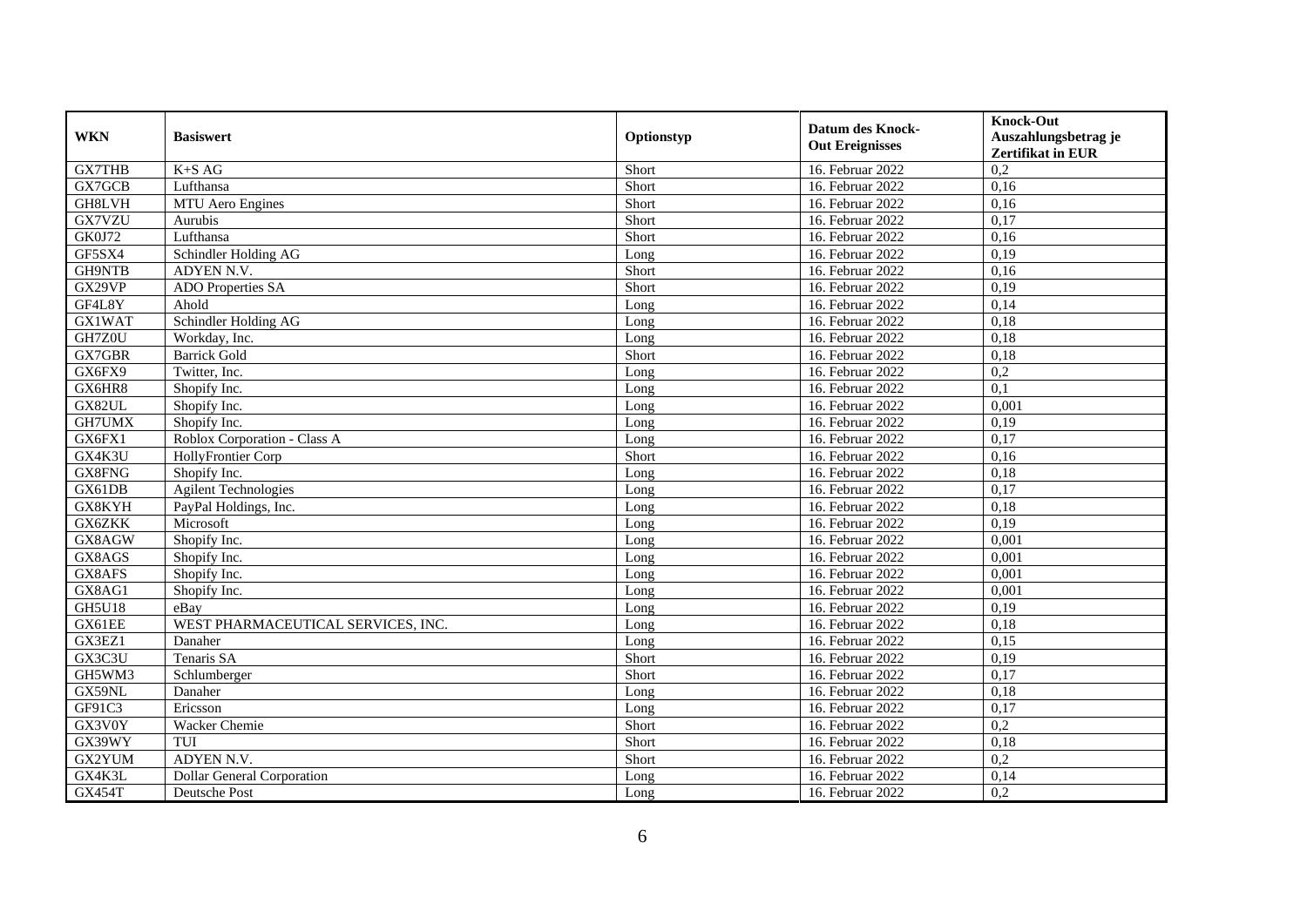| WKN | Basiswert | Optionstyp | Datum des Knock-Out Ereignisses | Knock-Out Auszahlungsbetrag je Zertifikat in EUR |
|---|---|---|---|---|
| GX7THB | K+S AG | Short | 16. Februar 2022 | 0,2 |
| GX7GCB | Lufthansa | Short | 16. Februar 2022 | 0,16 |
| GH8LVH | MTU Aero Engines | Short | 16. Februar 2022 | 0,16 |
| GX7VZU | Aurubis | Short | 16. Februar 2022 | 0,17 |
| GK0J72 | Lufthansa | Short | 16. Februar 2022 | 0,16 |
| GF5SX4 | Schindler Holding AG | Long | 16. Februar 2022 | 0,19 |
| GH9NTB | ADYEN N.V. | Short | 16. Februar 2022 | 0,16 |
| GX29VP | ADO Properties SA | Short | 16. Februar 2022 | 0,19 |
| GF4L8Y | Ahold | Long | 16. Februar 2022 | 0,14 |
| GX1WAT | Schindler Holding AG | Long | 16. Februar 2022 | 0,18 |
| GH7Z0U | Workday, Inc. | Long | 16. Februar 2022 | 0,18 |
| GX7GBR | Barrick Gold | Short | 16. Februar 2022 | 0,18 |
| GX6FX9 | Twitter, Inc. | Long | 16. Februar 2022 | 0,2 |
| GX6HR8 | Shopify Inc. | Long | 16. Februar 2022 | 0,1 |
| GX82UL | Shopify Inc. | Long | 16. Februar 2022 | 0,001 |
| GH7UMX | Shopify Inc. | Long | 16. Februar 2022 | 0,19 |
| GX6FX1 | Roblox Corporation - Class A | Long | 16. Februar 2022 | 0,17 |
| GX4K3U | HollyFrontier Corp | Short | 16. Februar 2022 | 0,16 |
| GX8FNG | Shopify Inc. | Long | 16. Februar 2022 | 0,18 |
| GX61DB | Agilent Technologies | Long | 16. Februar 2022 | 0,17 |
| GX8KYH | PayPal Holdings, Inc. | Long | 16. Februar 2022 | 0,18 |
| GX6ZKK | Microsoft | Long | 16. Februar 2022 | 0,19 |
| GX8AGW | Shopify Inc. | Long | 16. Februar 2022 | 0,001 |
| GX8AGS | Shopify Inc. | Long | 16. Februar 2022 | 0,001 |
| GX8AFS | Shopify Inc. | Long | 16. Februar 2022 | 0,001 |
| GX8AG1 | Shopify Inc. | Long | 16. Februar 2022 | 0,001 |
| GH5U18 | eBay | Long | 16. Februar 2022 | 0,19 |
| GX61EE | WEST PHARMACEUTICAL SERVICES, INC. | Long | 16. Februar 2022 | 0,18 |
| GX3EZ1 | Danaher | Long | 16. Februar 2022 | 0,15 |
| GX3C3U | Tenaris SA | Short | 16. Februar 2022 | 0,19 |
| GH5WM3 | Schlumberger | Short | 16. Februar 2022 | 0,17 |
| GX59NL | Danaher | Long | 16. Februar 2022 | 0,18 |
| GF91C3 | Ericsson | Long | 16. Februar 2022 | 0,17 |
| GX3V0Y | Wacker Chemie | Short | 16. Februar 2022 | 0,2 |
| GX39WY | TUI | Short | 16. Februar 2022 | 0,18 |
| GX2YUM | ADYEN N.V. | Short | 16. Februar 2022 | 0,2 |
| GX4K3L | Dollar General Corporation | Long | 16. Februar 2022 | 0,14 |
| GX454T | Deutsche Post | Long | 16. Februar 2022 | 0,2 |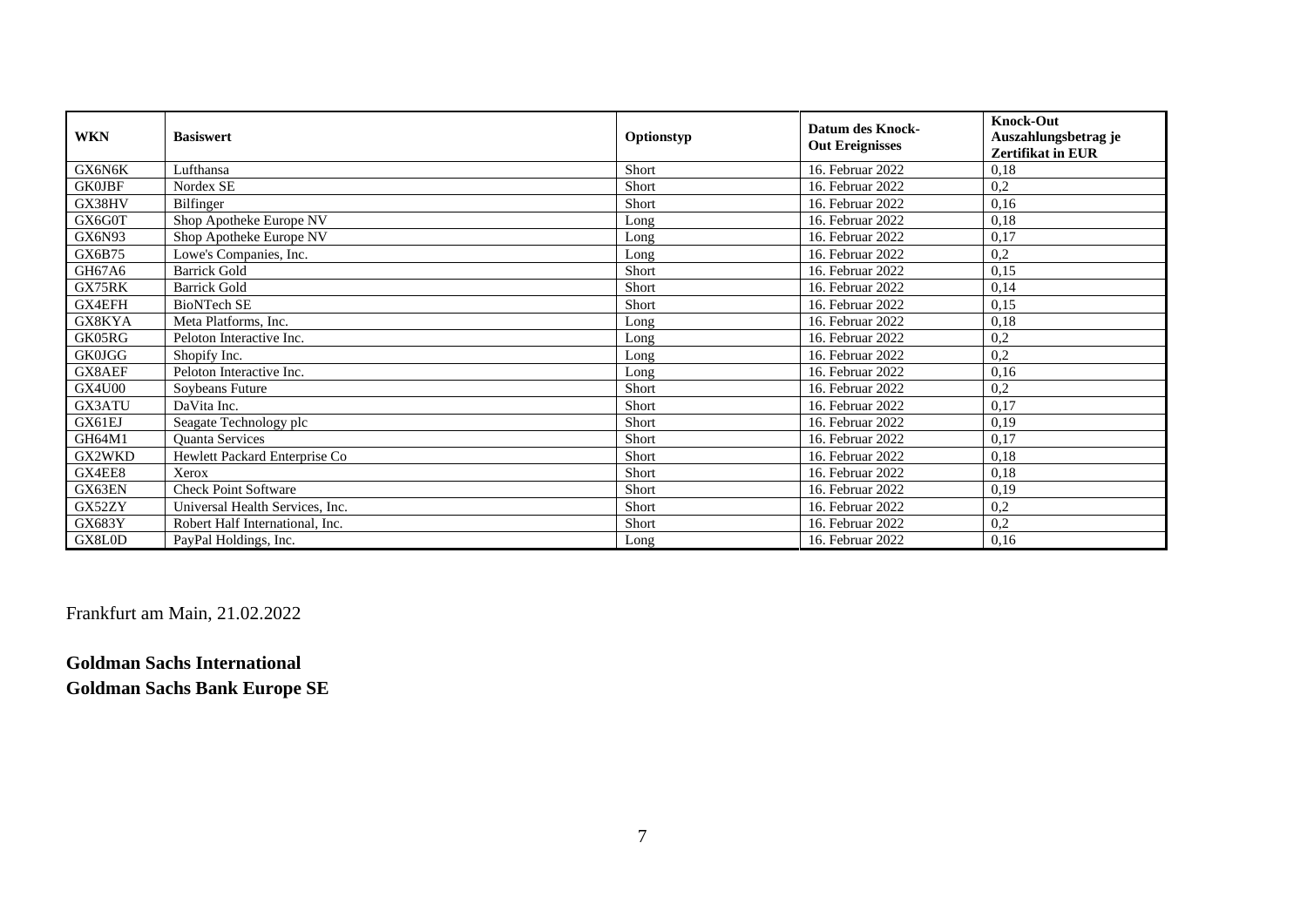| WKN | Basiswert | Optionstyp | Datum des Knock-Out Ereignisses | Knock-Out Auszahlungsbetrag je Zertifikat in EUR |
|---|---|---|---|---|
| GX6N6K | Lufthansa | Short | 16. Februar 2022 | 0,18 |
| GK0JBF | Nordex SE | Short | 16. Februar 2022 | 0,2 |
| GX38HV | Bilfinger | Short | 16. Februar 2022 | 0,16 |
| GX6G0T | Shop Apotheke Europe NV | Long | 16. Februar 2022 | 0,18 |
| GX6N93 | Shop Apotheke Europe NV | Long | 16. Februar 2022 | 0,17 |
| GX6B75 | Lowe's Companies, Inc. | Long | 16. Februar 2022 | 0,2 |
| GH67A6 | Barrick Gold | Short | 16. Februar 2022 | 0,15 |
| GX75RK | Barrick Gold | Short | 16. Februar 2022 | 0,14 |
| GX4EFH | BioNTech SE | Short | 16. Februar 2022 | 0,15 |
| GX8KYA | Meta Platforms, Inc. | Long | 16. Februar 2022 | 0,18 |
| GK05RG | Peloton Interactive Inc. | Long | 16. Februar 2022 | 0,2 |
| GK0JGG | Shopify Inc. | Long | 16. Februar 2022 | 0,2 |
| GX8AEF | Peloton Interactive Inc. | Long | 16. Februar 2022 | 0,16 |
| GX4U00 | Soybeans Future | Short | 16. Februar 2022 | 0,2 |
| GX3ATU | DaVita Inc. | Short | 16. Februar 2022 | 0,17 |
| GX61EJ | Seagate Technology plc | Short | 16. Februar 2022 | 0,19 |
| GH64M1 | Quanta Services | Short | 16. Februar 2022 | 0,17 |
| GX2WKD | Hewlett Packard Enterprise Co | Short | 16. Februar 2022 | 0,18 |
| GX4EE8 | Xerox | Short | 16. Februar 2022 | 0,18 |
| GX63EN | Check Point Software | Short | 16. Februar 2022 | 0,19 |
| GX52ZY | Universal Health Services, Inc. | Short | 16. Februar 2022 | 0,2 |
| GX683Y | Robert Half International, Inc. | Short | 16. Februar 2022 | 0,2 |
| GX8L0D | PayPal Holdings, Inc. | Long | 16. Februar 2022 | 0,16 |

Frankfurt am Main, 21.02.2022

**Goldman Sachs International**

**Goldman Sachs Bank Europe SE**